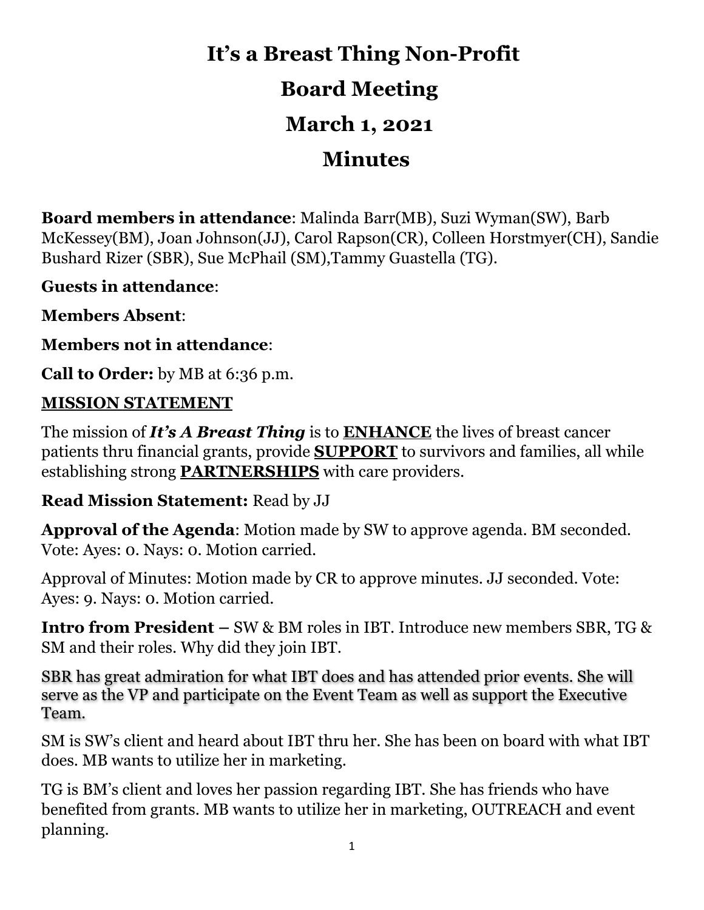# It's a Breast Thing Non-Profit

# Board Meeting

# March 1, 2021

# Minutes

**Board members in attendance**: Malinda Barr(MB), Suzi Wyman(SW), Barb McKessey(BM), Joan Johnson(JJ), Carol Rapson(CR), Colleen Horstmyer(CH), Sandie Bushard Rizer (SBR), Sue McPhail (SM),Tammy Guastella (TG).

**Guests in attendance**:

**Members Absent**:

**Members not in attendance**:

**Call to Order:** by MB at 6:36 p.m.

**<u>MISSION STATEMENT</u>**

The mission of ***It's A Breast Thing*** is to **<u>ENHANCE</u>** the lives of breast cancer patients thru financial grants, provide **<u>SUPPORT</u>** to survivors and families, all while establishing strong **<u>PARTNERSHIPS</u>** with care providers.

**Read Mission Statement:** Read by JJ

**Approval of the Agenda**: Motion made by SW to approve agenda. BM seconded. Vote: Ayes: 0. Nays: 0. Motion carried.

Approval of Minutes: Motion made by CR to approve minutes. JJ seconded. Vote: Ayes: 9. Nays: 0. Motion carried.

**Intro from President** – SW & BM roles in IBT. Introduce new members SBR, TG & SM and their roles. Why did they join IBT.

SBR has great admiration for what IBT does and has attended prior events. She will serve as the VP and participate on the Event Team as well as support the Executive Team.

SM is SW's client and heard about IBT thru her. She has been on board with what IBT does. MB wants to utilize her in marketing.

TG is BM's client and loves her passion regarding IBT. She has friends who have benefited from grants. MB wants to utilize her in marketing, OUTREACH and event planning.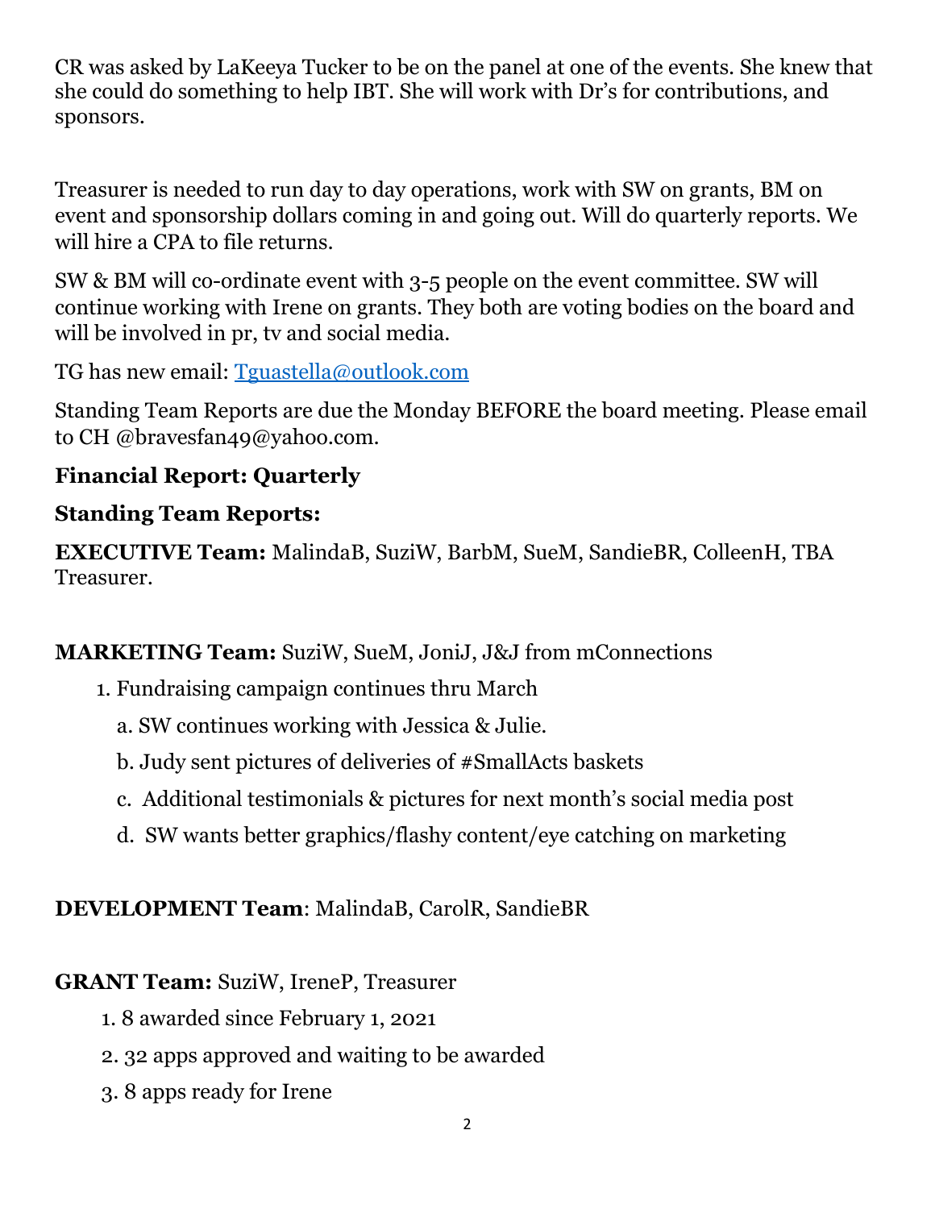CR was asked by LaKeeya Tucker to be on the panel at one of the events. She knew that she could do something to help IBT. She will work with Dr's for contributions, and sponsors.

Treasurer is needed to run day to day operations, work with SW on grants, BM on event and sponsorship dollars coming in and going out. Will do quarterly reports. We will hire a CPA to file returns.

SW & BM will co-ordinate event with 3-5 people on the event committee. SW will continue working with Irene on grants. They both are voting bodies on the board and will be involved in pr, tv and social media.

TG has new email: [Tguastella@outlook.com](mailto:Tguastella@outlook.com)

Standing Team Reports are due the Monday BEFORE the board meeting. Please email to CH @bravesfan49@yahoo.com.

**Financial Report: Quarterly**

**Standing Team Reports:**

**EXECUTIVE Team:** MalindaB, SuziW, BarbM, SueM, SandieBR, ColleenH, TBA Treasurer.

**MARKETING Team:** SuziW, SueM, JoniJ, J&J from mConnections

1. Fundraising campaign continues thru March
   a. SW continues working with Jessica & Julie.
   b. Judy sent pictures of deliveries of #SmallActs baskets
   c. Additional testimonials & pictures for next month's social media post
   d. SW wants better graphics/flashy content/eye catching on marketing

**DEVELOPMENT Team**: MalindaB, CarolR, SandieBR

**GRANT Team:** SuziW, IreneP, Treasurer

1. 8 awarded since February 1, 2021
2. 32 apps approved and waiting to be awarded
3. 8 apps ready for Irene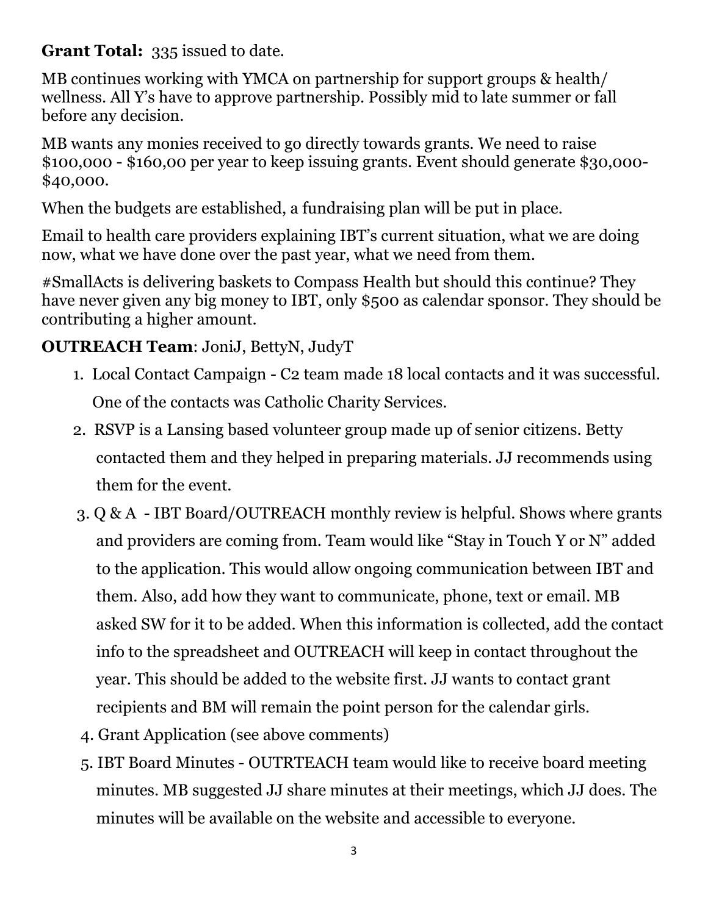**Grant Total:** 335 issued to date.

MB continues working with YMCA on partnership for support groups & health/ wellness. All Y's have to approve partnership. Possibly mid to late summer or fall before any decision.

MB wants any monies received to go directly towards grants. We need to raise $100,000 - $160,00 per year to keep issuing grants. Event should generate $30,000- $40,000.

When the budgets are established, a fundraising plan will be put in place.

Email to health care providers explaining IBT's current situation, what we are doing now, what we have done over the past year, what we need from them.

#SmallActs is delivering baskets to Compass Health but should this continue? They have never given any big money to IBT, only $500 as calendar sponsor. They should be contributing a higher amount.

**OUTREACH Team**: JoniJ, BettyN, JudyT

1. Local Contact Campaign - C2 team made 18 local contacts and it was successful. One of the contacts was Catholic Charity Services.
2. RSVP is a Lansing based volunteer group made up of senior citizens. Betty contacted them and they helped in preparing materials. JJ recommends using them for the event.
3. Q & A - IBT Board/OUTREACH monthly review is helpful. Shows where grants and providers are coming from. Team would like "Stay in Touch Y or N" added to the application. This would allow ongoing communication between IBT and them. Also, add how they want to communicate, phone, text or email. MB asked SW for it to be added. When this information is collected, add the contact info to the spreadsheet and OUTREACH will keep in contact throughout the year. This should be added to the website first. JJ wants to contact grant recipients and BM will remain the point person for the calendar girls.
4. Grant Application (see above comments)
5. IBT Board Minutes - OUTRTEACH team would like to receive board meeting minutes. MB suggested JJ share minutes at their meetings, which JJ does. The minutes will be available on the website and accessible to everyone.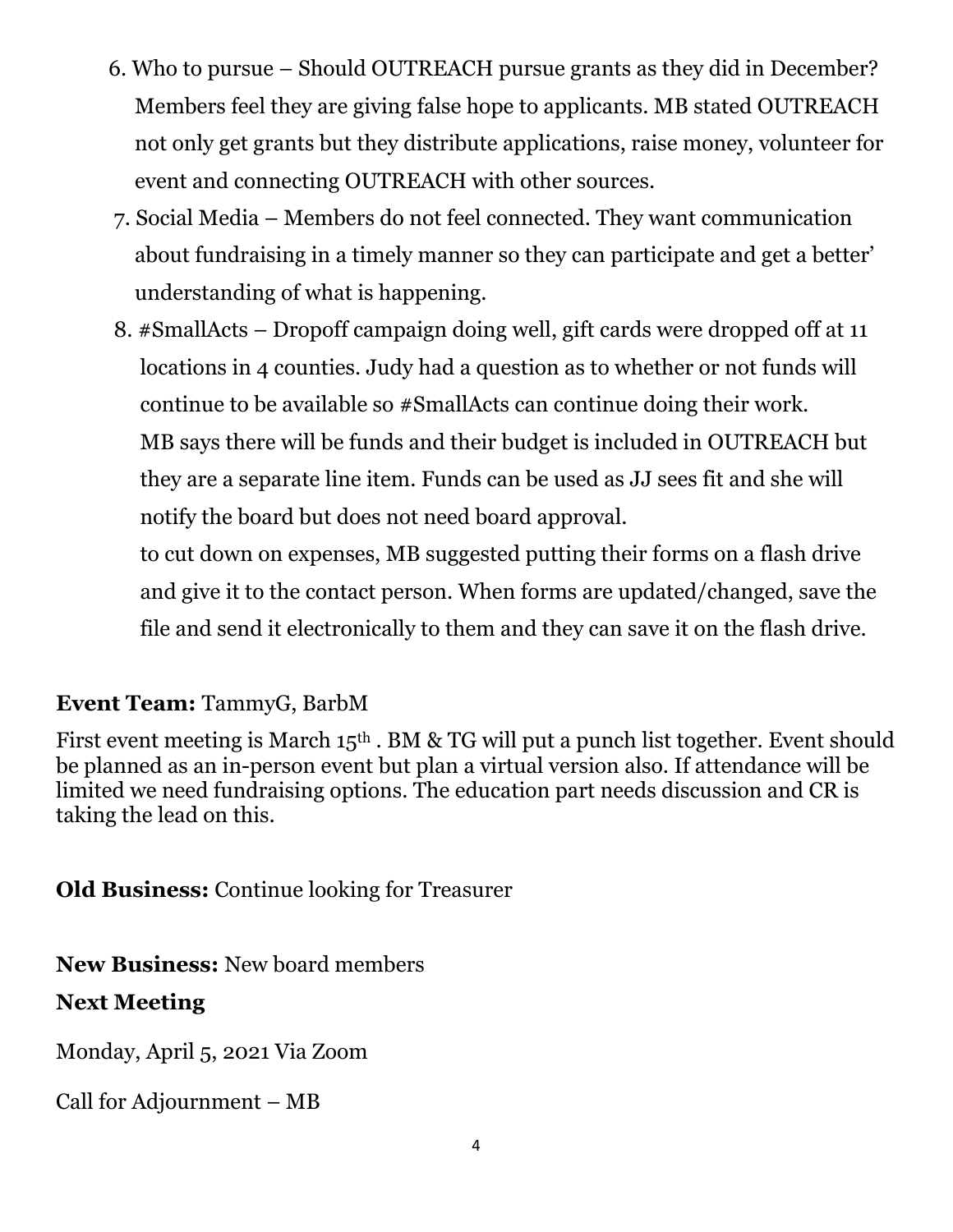6. Who to pursue – Should OUTREACH pursue grants as they did in December? Members feel they are giving false hope to applicants. MB stated OUTREACH not only get grants but they distribute applications, raise money, volunteer for event and connecting OUTREACH with other sources.
7. Social Media – Members do not feel connected. They want communication about fundraising in a timely manner so they can participate and get a better' understanding of what is happening.
8. #SmallActs – Dropoff campaign doing well, gift cards were dropped off at 11 locations in 4 counties. Judy had a question as to whether or not funds will continue to be available so #SmallActs can continue doing their work. MB says there will be funds and their budget is included in OUTREACH but they are a separate line item. Funds can be used as JJ sees fit and she will notify the board but does not need board approval.
   to cut down on expenses, MB suggested putting their forms on a flash drive and give it to the contact person. When forms are updated/changed, save the file and send it electronically to them and they can save it on the flash drive.

**Event Team:** TammyG, BarbM

First event meeting is March 15th . BM & TG will put a punch list together. Event should be planned as an in-person event but plan a virtual version also. If attendance will be limited we need fundraising options. The education part needs discussion and CR is taking the lead on this.

**Old Business:** Continue looking for Treasurer

**New Business:** New board members

**Next Meeting**

Monday, April 5, 2021 Via Zoom

Call for Adjournment – MB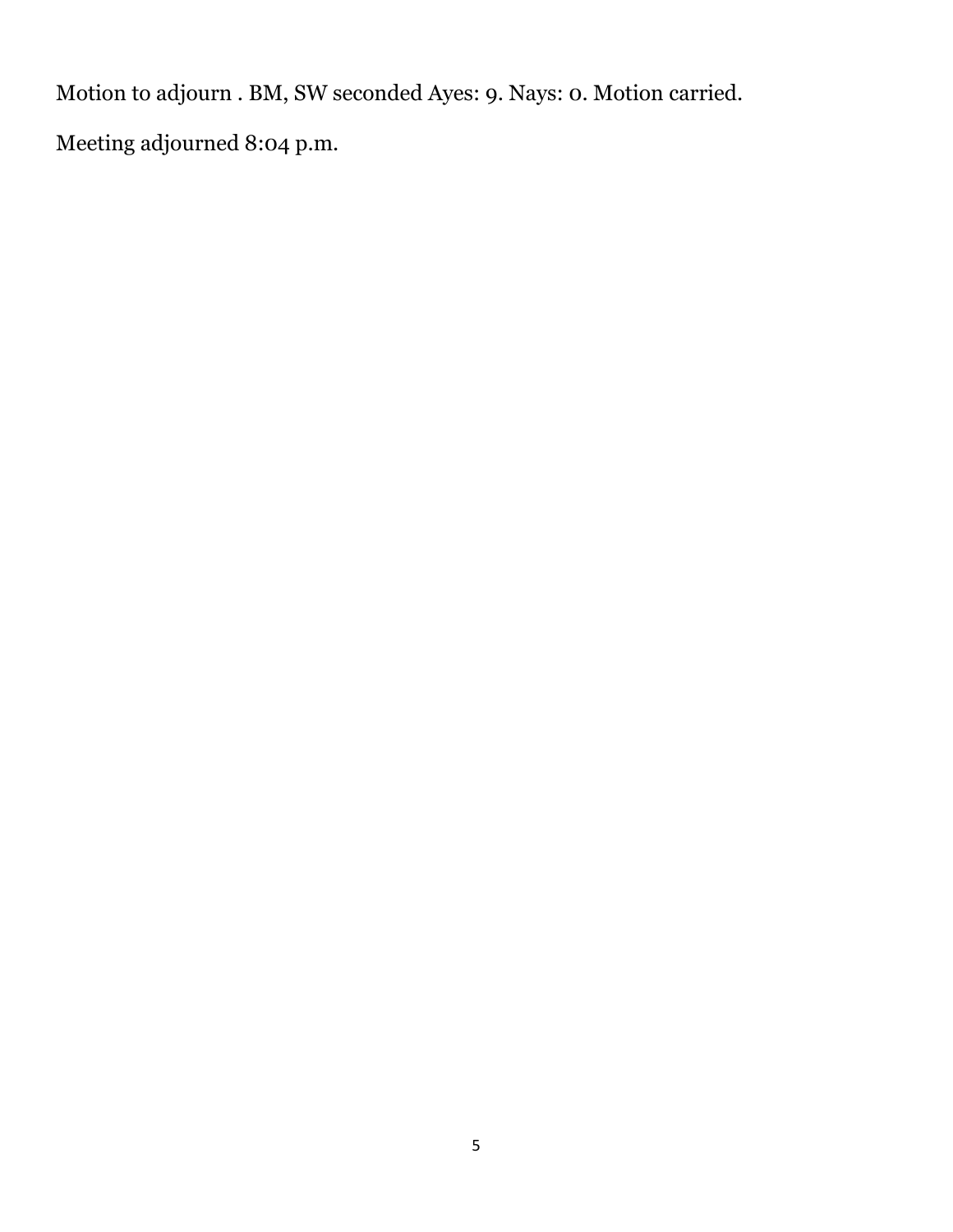Motion to adjourn . BM, SW seconded Ayes: 9. Nays: 0. Motion carried.

Meeting adjourned 8:04 p.m.